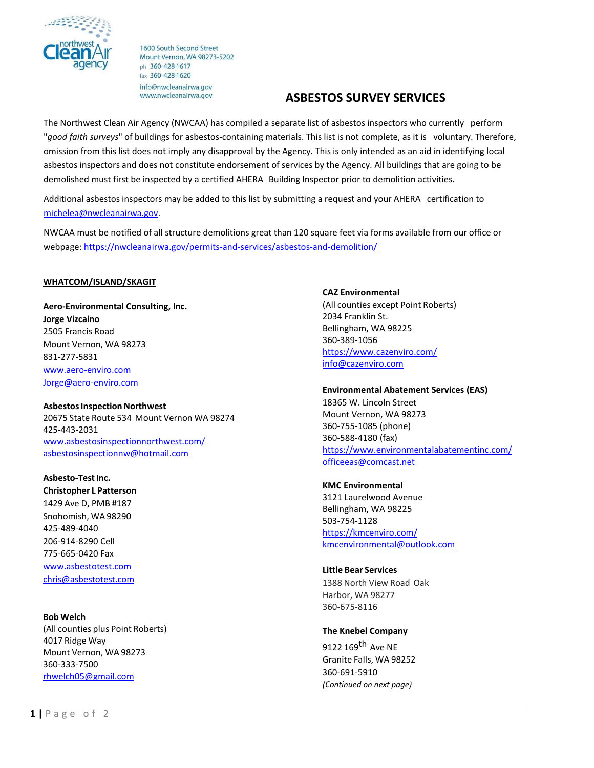1600 South Second Street
Mount Vernon, WA 98273-5202
ph 360-428-1617
fax 360-428-1620
info@nwcleanairwa.gov
www.nwcleanairwa.gov

# ASBESTOS SURVEY SERVICES

The Northwest Clean Air Agency (NWCAA) has compiled a separate list of asbestos inspectors who currently perform "*good faith surveys*" of buildings for asbestos-containing materials. This list is not complete, as it is voluntary. Therefore, omission from this list does not imply any disapproval by the Agency. This is only intended as an aid in identifying local asbestos inspectors and does not constitute endorsement of services by the Agency. All buildings that are going to be demolished must first be inspected by a certified AHERA Building Inspector prior to demolition activities.

Additional asbestos inspectors may be added to this list by submitting a request and your AHERA certification to [michelea@nwcleanairwa.gov](mailto:michelea@nwcleanairwa.gov).

NWCAA must be notified of all structure demolitions great than 120 square feet via forms available from our office or webpage: [https://nwcleanairwa.gov/permits-and-services/asbestos-and-demolition/](https://nwcleanairwa.gov/permits-and-services/asbestos-and-demolition/)

## WHATCOM/ISLAND/SKAGIT

**Aero-Environmental Consulting, Inc.**
**Jorge Vizcaino**
2505 Francis Road
Mount Vernon, WA 98273
831-277-5831
[www.aero-enviro.com](http://www.aero-enviro.com)
[Jorge@aero-enviro.com](mailto:Jorge@aero-enviro.com)

**Asbestos Inspection Northwest**
20675 State Route 534 Mount Vernon WA 98274
425-443-2031
[www.asbestosinspectionnorthwest.com/](http://www.asbestosinspectionnorthwest.com/)
[asbestosinspectionnw@hotmail.com](mailto:asbestosinspectionnw@hotmail.com)

**Asbesto-Test Inc.**
**Christopher L Patterson**
1429 Ave D, PMB #187
Snohomish, WA 98290
425-489-4040
206-914-8290 Cell
775-665-0420 Fax
[www.asbestotest.com](http://www.asbestotest.com)
[chris@asbestotest.com](mailto:chris@asbestotest.com)

**Bob Welch**
(All counties plus Point Roberts)
4017 Ridge Way
Mount Vernon, WA 98273
360-333-7500
[rhwelch05@gmail.com](mailto:rhwelch05@gmail.com)

**CAZ Environmental**
(All counties except Point Roberts)
2034 Franklin St.
Bellingham, WA 98225
360-389-1056
[https://www.cazenviro.com/](https://www.cazenviro.com/)
[info@cazenviro.com](mailto:info@cazenviro.com)

**Environmental Abatement Services (EAS)**
18365 W. Lincoln Street
Mount Vernon, WA 98273
360-755-1085 (phone)
360-588-4180 (fax)
[https://www.environmentalabatementinc.com/](https://www.environmentalabatementinc.com/)
[officeeas@comcast.net](mailto:officeeas@comcast.net)

**KMC Environmental**
3121 Laurelwood Avenue
Bellingham, WA 98225
503-754-1128
[https://kmcenviro.com/](https://kmcenviro.com/)
[kmcenvironmental@outlook.com](mailto:kmcenvironmental@outlook.com)

**Little Bear Services**
1388 North View Road Oak Harbor, WA 98277
360-675-8116

**The Knebel Company**
9122 169th Ave NE
Granite Falls, WA 98252
360-691-5910
*(Continued on next page)*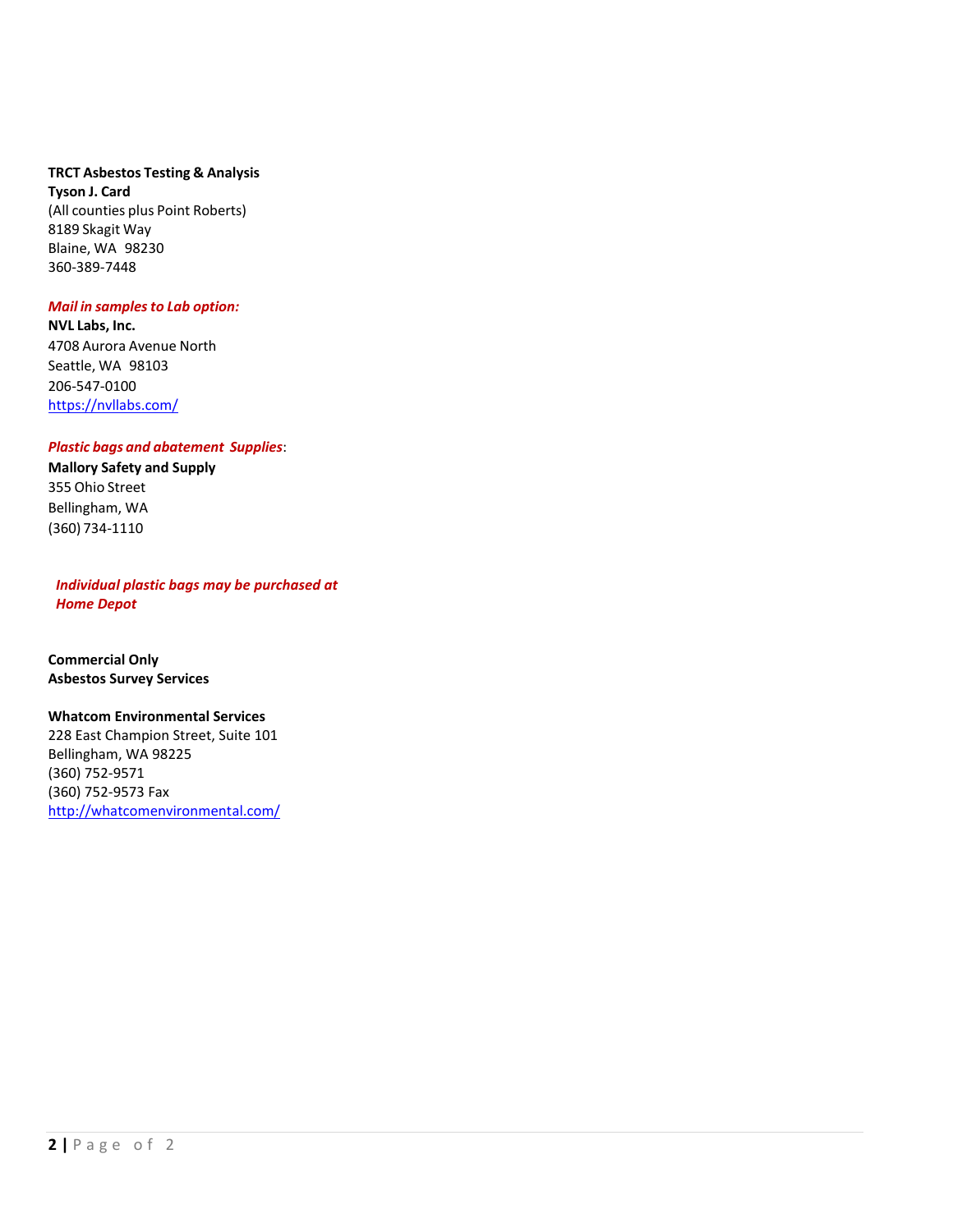**TRCT Asbestos Testing & Analysis**
**Tyson J. Card**
(All counties plus Point Roberts)
8189 Skagit Way
Blaine, WA 98230
360-389-7448

***Mail in samples to Lab option:***
**NVL Labs, Inc.**
4708 Aurora Avenue North
Seattle, WA 98103
206-547-0100
https://nvllabs.com/

***Plastic bags and abatement Supplies***:
**Mallory Safety and Supply**
355 Ohio Street
Bellingham, WA
(360) 734-1110

***Individual plastic bags may be purchased at Home Depot***

**Commercial Only**
**Asbestos Survey Services**

**Whatcom Environmental Services**
228 East Champion Street, Suite 101
Bellingham, WA 98225
(360) 752-9571
(360) 752-9573 Fax
http://whatcomenvironmental.com/